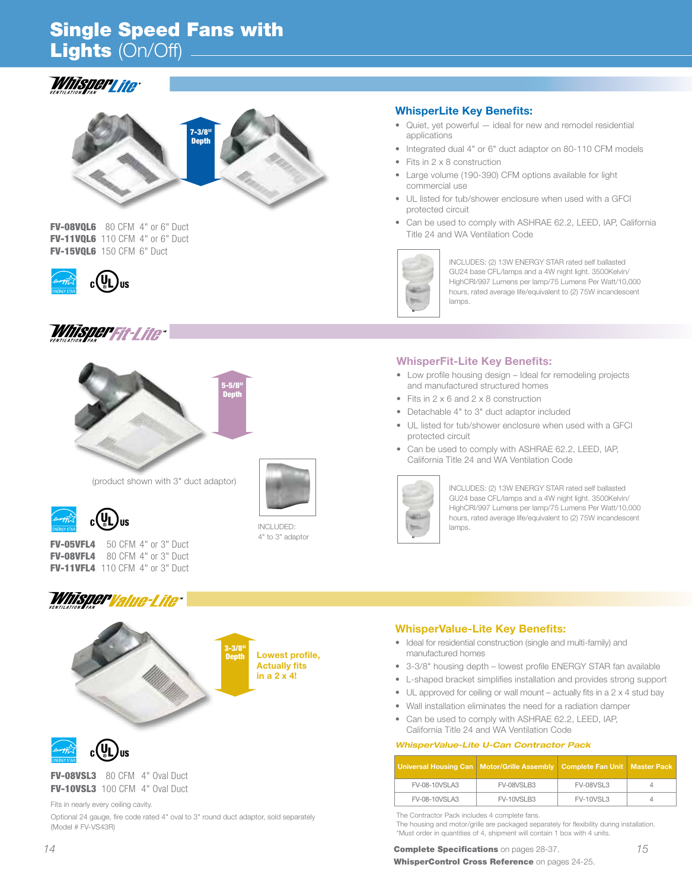# Single Speed Fans with Lights (On/Off)

## WhisperLite

7-3/8" Depth

**FV-08VQL6** 80 CFM 4" or 6" Duct
**FV-11VQL6** 110 CFM 4" or 6" Duct
**FV-15VQL6** 150 CFM 6" Duct

### WhisperLite Key Benefits:

- Quiet, yet powerful — ideal for new and remodel residential applications
- Integrated dual 4" or 6" duct adaptor on 80-110 CFM models
- Fits in 2 x 8 construction
- Large volume (190-390) CFM options available for light commercial use
- UL listed for tub/shower enclosure when used with a GFCI protected circuit
- Can be used to comply with ASHRAE 62.2, LEED, IAP, California Title 24 and WA Ventilation Code

INCLUDES: (2) 13W ENERGY STAR rated self ballasted GU24 base CFL/lamps and a 4W night light. 3500Kelvin/ HighCRI/997 Lumens per lamp/75 Lumens Per Watt/10,000 hours, rated average life/equivalent to (2) 75W incandescent lamps.

## WhisperFit-Lite

5-5/8" Depth

(product shown with 3" duct adaptor)

INCLUDED:
4" to 3" adaptor

**FV-05VFL4** 50 CFM 4" or 3" Duct
**FV-08VFL4** 80 CFM 4" or 3" Duct
**FV-11VFL4** 110 CFM 4" or 3" Duct

### WhisperFit-Lite Key Benefits:

- Low profile housing design – Ideal for remodeling projects and manufactured structured homes
- Fits in 2 x 6 and 2 x 8 construction
- Detachable 4" to 3" duct adaptor included
- UL listed for tub/shower enclosure when used with a GFCI protected circuit
- Can be used to comply with ASHRAE 62.2, LEED, IAP, California Title 24 and WA Ventilation Code

INCLUDES: (2) 13W ENERGY STAR rated self ballasted GU24 base CFL/lamps and a 4W night light. 3500Kelvin/ HighCRI/997 Lumens per lamp/75 Lumens Per Watt/10,000 hours, rated average life/equivalent to (2) 75W incandescent lamps.

## WhisperValue-Lite

3-3/8" Depth

**Lowest profile, Actually fits in a 2 x 4!**

**FV-08VSL3** 80 CFM 4" Oval Duct
**FV-10VSL3** 100 CFM 4" Oval Duct

Fits in nearly every ceiling cavity.

Optional 24 gauge, fire code rated 4" oval to 3" round duct adaptor, sold separately (Model # FV-VS43R)

### WhisperValue-Lite Key Benefits:

- Ideal for residential construction (single and multi-family) and manufactured homes
- 3-3/8" housing depth – lowest profile ENERGY STAR fan available
- L-shaped bracket simplifies installation and provides strong support
- UL approved for ceiling or wall mount – actually fits in a 2 x 4 stud bay
- Wall installation eliminates the need for a radiation damper
- Can be used to comply with ASHRAE 62.2, LEED, IAP, California Title 24 and WA Ventilation Code

***WhisperValue-Lite U-Can Contractor Pack***

| Universal Housing Can | Motor/Grille Assembly | Complete Fan Unit | Master Pack |
|---|---|---|---|
| FV-08-10VSLA3 | FV-08VSLB3 | FV-08VSL3 | 4 |
| FV-08-10VSLA3 | FV-10VSLB3 | FV-10VSL3 | 4 |

The Contractor Pack includes 4 complete fans.
The housing and motor/grille are packaged separately for flexibility during installation.
*Must order in quantities of 4, shipment will contain 1 box with 4 units.

**Complete Specifications** on pages 28-37.
**WhisperControl Cross Reference** on pages 24-25.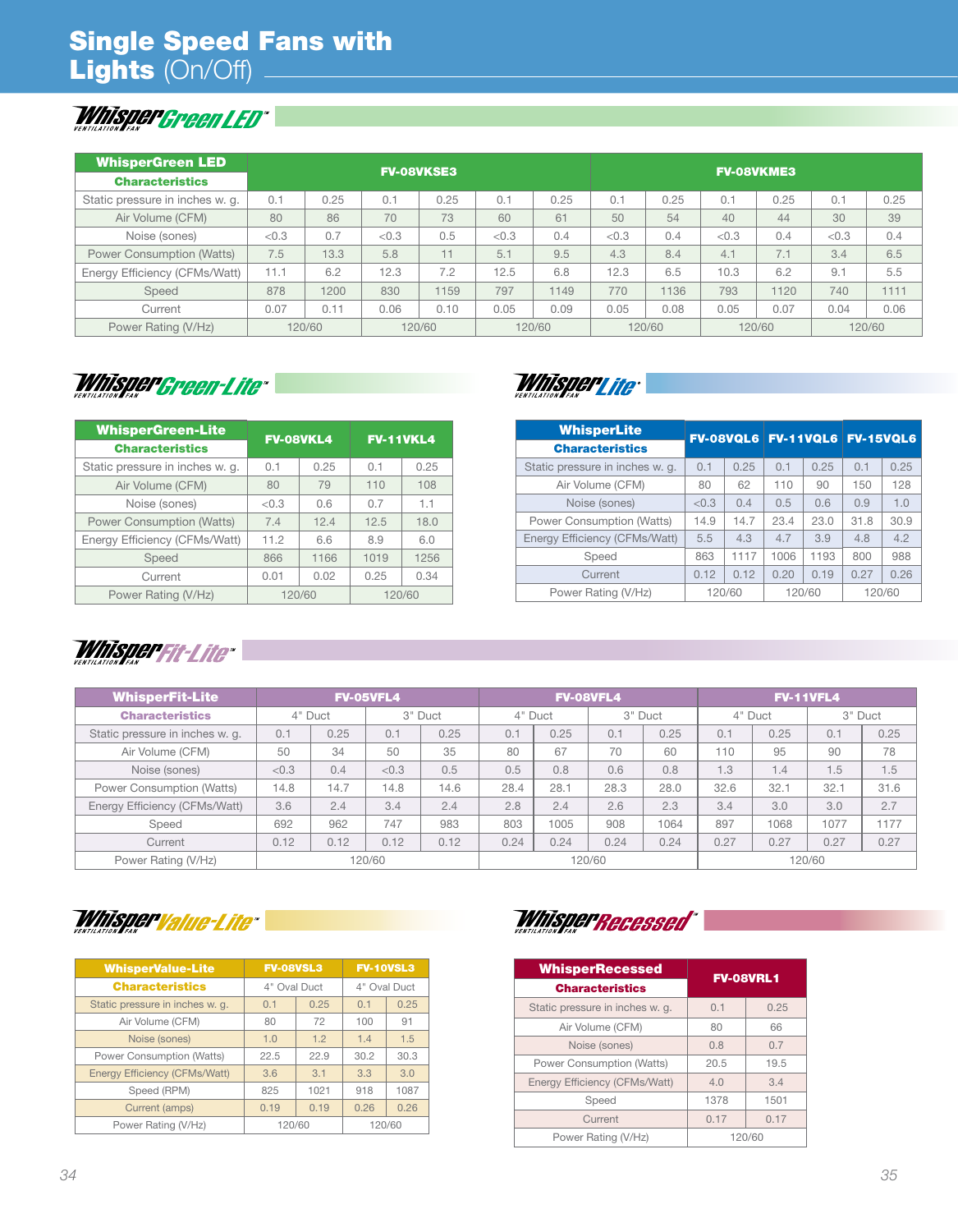# Single Speed Fans with Lights (On/Off)

## WhisperGreen LED™

| WhisperGreen LED Characteristics | FV-08VKSE3 | | | | | | FV-08VKME3 | | | | | |
|---|---|---|---|---|---|---|---|---|---|---|---|---|
| Static pressure in inches w. g. | 0.1 | 0.25 | 0.1 | 0.25 | 0.1 | 0.25 | 0.1 | 0.25 | 0.1 | 0.25 | 0.1 | 0.25 |
| Air Volume (CFM) | 80 | 86 | 70 | 73 | 60 | 61 | 50 | 54 | 40 | 44 | 30 | 39 |
| Noise (sones) | <0.3 | 0.7 | <0.3 | 0.5 | <0.3 | 0.4 | <0.3 | 0.4 | <0.3 | 0.4 | <0.3 | 0.4 |
| Power Consumption (Watts) | 7.5 | 13.3 | 5.8 | 11 | 5.1 | 9.5 | 4.3 | 8.4 | 4.1 | 7.1 | 3.4 | 6.5 |
| Energy Efficiency (CFMs/Watt) | 11.1 | 6.2 | 12.3 | 7.2 | 12.5 | 6.8 | 12.3 | 6.5 | 10.3 | 6.2 | 9.1 | 5.5 |
| Speed | 878 | 1200 | 830 | 1159 | 797 | 1149 | 770 | 1136 | 793 | 1120 | 740 | 1111 |
| Current | 0.07 | 0.11 | 0.06 | 0.10 | 0.05 | 0.09 | 0.05 | 0.08 | 0.05 | 0.07 | 0.04 | 0.06 |
| Power Rating (V/Hz) | 120/60 | | 120/60 | | 120/60 | | 120/60 | | 120/60 | | 120/60 | |

## WhisperGreen-Lite™

| WhisperGreen-Lite Characteristics | FV-08VKL4 | | FV-11VKL4 | |
|---|---|---|---|---|
| Static pressure in inches w. g. | 0.1 | 0.25 | 0.1 | 0.25 |
| Air Volume (CFM) | 80 | 79 | 110 | 108 |
| Noise (sones) | <0.3 | 0.6 | 0.7 | 1.1 |
| Power Consumption (Watts) | 7.4 | 12.4 | 12.5 | 18.0 |
| Energy Efficiency (CFMs/Watt) | 11.2 | 6.6 | 8.9 | 6.0 |
| Speed | 866 | 1166 | 1019 | 1256 |
| Current | 0.01 | 0.02 | 0.25 | 0.34 |
| Power Rating (V/Hz) | 120/60 | | 120/60 | |

## WhisperLite™

| WhisperLite Characteristics | FV-08VQL6 | | FV-11VQL6 | | FV-15VQL6 | |
|---|---|---|---|---|---|---|
| Static pressure in inches w. g. | 0.1 | 0.25 | 0.1 | 0.25 | 0.1 | 0.25 |
| Air Volume (CFM) | 80 | 62 | 110 | 90 | 150 | 128 |
| Noise (sones) | <0.3 | 0.4 | 0.5 | 0.6 | 0.9 | 1.0 |
| Power Consumption (Watts) | 14.9 | 14.7 | 23.4 | 23.0 | 31.8 | 30.9 |
| Energy Efficiency (CFMs/Watt) | 5.5 | 4.3 | 4.7 | 3.9 | 4.8 | 4.2 |
| Speed | 863 | 1117 | 1006 | 1193 | 800 | 988 |
| Current | 0.12 | 0.12 | 0.20 | 0.19 | 0.27 | 0.26 |
| Power Rating (V/Hz) | 120/60 | | 120/60 | | 120/60 | |

## WhisperFit-Lite™

| WhisperFit-Lite | FV-05VFL4 | | | | FV-08VFL4 | | | | FV-11VFL4 | | | |
|---|---|---|---|---|---|---|---|---|---|---|---|---|
| Characteristics | 4" Duct | | 3" Duct | | 4" Duct | | 3" Duct | | 4" Duct | | 3" Duct | |
| Static pressure in inches w. g. | 0.1 | 0.25 | 0.1 | 0.25 | 0.1 | 0.25 | 0.1 | 0.25 | 0.1 | 0.25 | 0.1 | 0.25 |
| Air Volume (CFM) | 50 | 34 | 50 | 35 | 80 | 67 | 70 | 60 | 110 | 95 | 90 | 78 |
| Noise (sones) | <0.3 | 0.4 | <0.3 | 0.5 | 0.5 | 0.8 | 0.6 | 0.8 | 1.3 | 1.4 | 1.5 | 1.5 |
| Power Consumption (Watts) | 14.8 | 14.7 | 14.8 | 14.6 | 28.4 | 28.1 | 28.3 | 28.0 | 32.6 | 32.1 | 32.1 | 31.6 |
| Energy Efficiency (CFMs/Watt) | 3.6 | 2.4 | 3.4 | 2.4 | 2.8 | 2.4 | 2.6 | 2.3 | 3.4 | 3.0 | 3.0 | 2.7 |
| Speed | 692 | 962 | 747 | 983 | 803 | 1005 | 908 | 1064 | 897 | 1068 | 1077 | 1177 |
| Current | 0.12 | 0.12 | 0.12 | 0.12 | 0.24 | 0.24 | 0.24 | 0.24 | 0.27 | 0.27 | 0.27 | 0.27 |
| Power Rating (V/Hz) | 120/60 | | | | 120/60 | | | | 120/60 | | | |

## WhisperValue-Lite™

| WhisperValue-Lite | FV-08VSL3 | | FV-10VSL3 | |
|---|---|---|---|---|
| Characteristics | 4" Oval Duct | | 4" Oval Duct | |
| Static pressure in inches w. g. | 0.1 | 0.25 | 0.1 | 0.25 |
| Air Volume (CFM) | 80 | 72 | 100 | 91 |
| Noise (sones) | 1.0 | 1.2 | 1.4 | 1.5 |
| Power Consumption (Watts) | 22.5 | 22.9 | 30.2 | 30.3 |
| Energy Efficiency (CFMs/Watt) | 3.6 | 3.1 | 3.3 | 3.0 |
| Speed (RPM) | 825 | 1021 | 918 | 1087 |
| Current (amps) | 0.19 | 0.19 | 0.26 | 0.26 |
| Power Rating (V/Hz) | 120/60 | | 120/60 | |

## WhisperRecessed™

| WhisperRecessed Characteristics | FV-08VRL1 | |
|---|---|---|
| Static pressure in inches w. g. | 0.1 | 0.25 |
| Air Volume (CFM) | 80 | 66 |
| Noise (sones) | 0.8 | 0.7 |
| Power Consumption (Watts) | 20.5 | 19.5 |
| Energy Efficiency (CFMs/Watt) | 4.0 | 3.4 |
| Speed | 1378 | 1501 |
| Current | 0.17 | 0.17 |
| Power Rating (V/Hz) | 120/60 | |